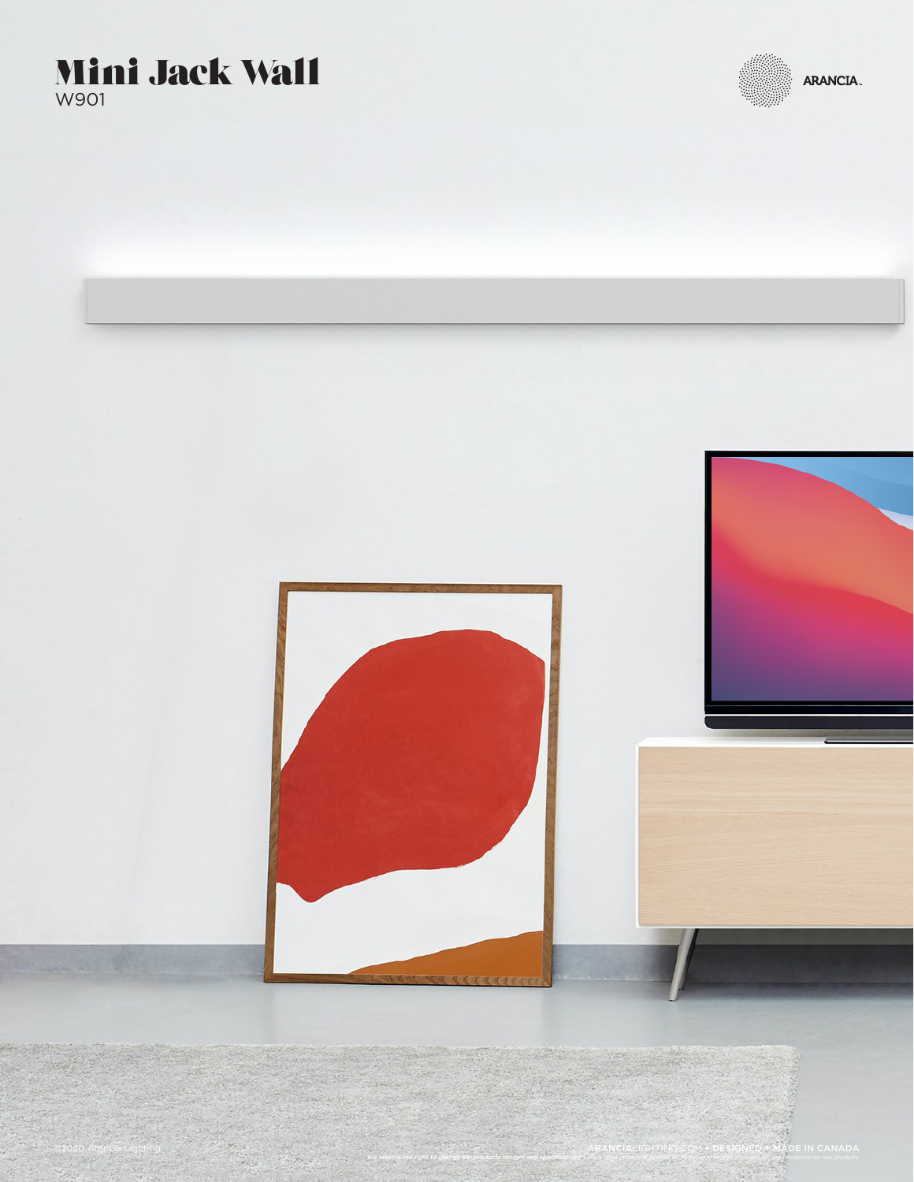# Mini Jack Wall

W901

ARANCIA.

©2020 Arancia Lighting

ARANCIALIGHTING.COM • DESIGNED + MADE IN CANADA

*We reserve the right to change our products designs and specifications • Nous nous réservons le droit de modifier le design et les spécifications de nos produits.*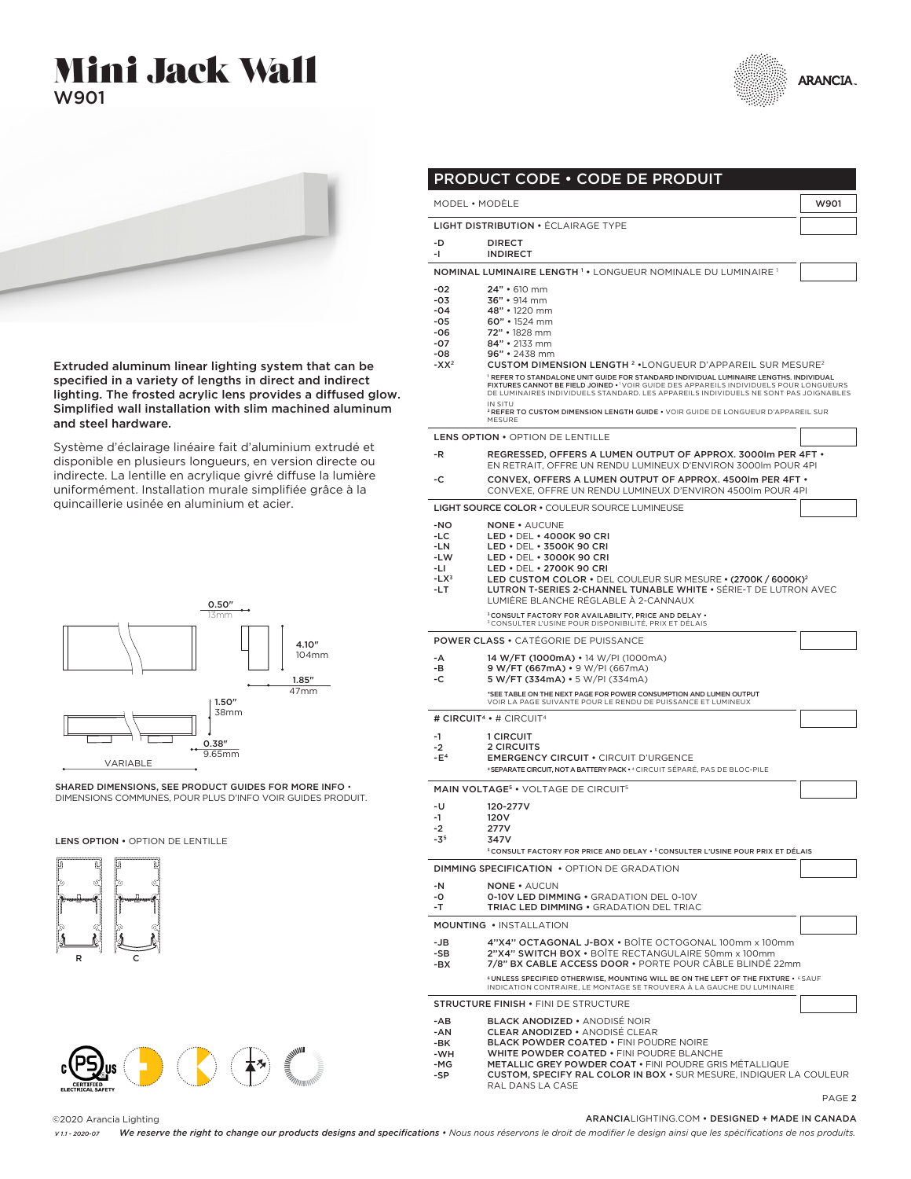# Mini Jack Wall

W901

Extruded aluminum linear lighting system that can be specified in a variety of lengths in direct and indirect lighting. The frosted acrylic lens provides a diffused glow. Simplified wall installation with slim machined aluminum and steel hardware.

Système d'éclairage linéaire fait d'aluminium extrudé et disponible en plusieurs longueurs, en version directe ou indirecte. La lentille en acrylique givré diffuse la lumière uniformément. Installation murale simplifiée grâce à la quincaillerie usinée en aluminium et acier.

0.50" 13mm

4.10" 104mm

1.85" 47mm

1.50" 38mm

0.38" 9.65mm

VARIABLE

SHARED DIMENSIONS, SEE PRODUCT GUIDES FOR MORE INFO • DIMENSIONS COMMUNES, POUR PLUS D'INFO VOIR GUIDES PRODUIT.

LENS OPTION • OPTION DE LENTILLE

R C

## PRODUCT CODE • CODE DE PRODUIT

**MODEL** • MODÈLE: **W901**

**LIGHT DISTRIBUTION** • ÉCLAIRAGE TYPE

| Code | Description |
|---|---|
| -D | DIRECT |
| -I | INDIRECT |

**NOMINAL LUMINAIRE LENGTH** [1] • LONGUEUR NOMINALE DU LUMINAIRE [1]

| Code | Description |
|---|---|
| -02 | 24" • 610 mm |
| -03 | 36" • 914 mm |
| -04 | 48" • 1220 mm |
| -05 | 60" • 1524 mm |
| -06 | 72" • 1828 mm |
| -07 | 84" • 2133 mm |
| -08 | 96" • 2438 mm |
| -XX[2] | CUSTOM DIMENSION LENGTH [2] • LONGUEUR D'APPAREIL SUR MESURE[2] |

[1] REFER TO STANDALONE UNIT GUIDE FOR STANDARD INDIVIDUAL LUMINAIRE LENGTHS. INDIVIDUAL FIXTURES CANNOT BE FIELD JOINED • [1] VOIR GUIDE DE APPAREILS INDIVIDUELS POUR LONGUEURS DE LUMINAIRES INDIVIDUELS STANDARD. LES APPAREILS INDIVIDUELS NE SONT PAS JOIGNABLES IN SITU

[2] REFER TO CUSTOM DIMENSION LENGTH GUIDE • VOIR GUIDE DE LONGUEUR D'APPAREIL SUR MESURE

**LENS OPTION** • OPTION DE LENTILLE

| Code | Description |
|---|---|
| -R | REGRESSED, OFFERS A LUMEN OUTPUT OF APPROX. 3000lm PER 4FT • EN RETRAIT, OFFRE UN RENDU LUMINEUX D'ENVIRON 3000lm POUR 4PI |
| -C | CONVEX, OFFERS A LUMEN OUTPUT OF APPROX. 4500lm PER 4FT • CONVEXE, OFFRE UN RENDU LUMINEUX D'ENVIRON 4500lm POUR 4PI |

**LIGHT SOURCE COLOR** • COULEUR SOURCE LUMINEUSE

| Code | Description |
|---|---|
| -NO | NONE • AUCUNE |
| -LC | LED • DEL • 4000K 90 CRI |
| -LN | LED • DEL • 3500K 90 CRI |
| -LW | LED • DEL • 3000K 90 CRI |
| -LI | LED • DEL • 2700K 90 CRI |
| -LX[3] | LED CUSTOM COLOR • DEL COULEUR SUR MESURE • (2700K / 6000K)[3] |
| -LT | LUTRON T-SERIES 2-CHANNEL TUNABLE WHITE • SÉRIE-T DE LUTRON AVEC LUMIÈRE BLANCHE RÉGLABLE À 2-CANNAUX |

[3] CONSULT FACTORY FOR AVAILABILITY, PRICE AND DELAY • [3] CONSULTER L'USINE POUR DISPONIBILITÉ, PRIX ET DÉLAIS

**POWER CLASS** • CATÉGORIE DE PUISSANCE

| Code | Description |
|---|---|
| -A | 14 W/FT (1000mA) • 14 W/PI (1000mA) |
| -B | 9 W/FT (667mA) • 9 W/PI (667mA) |
| -C | 5 W/FT (334mA) • 5 W/PI (334mA) |

*SEE TABLE ON THE NEXT PAGE FOR POWER CONSUMPTION AND LUMEN OUTPUT • VOIR LA PAGE SUIVANTE POUR LE RENDU DE PUISSANCE ET LUMINEUX

**# CIRCUIT**[4] • # CIRCUIT[4]

| Code | Description |
|---|---|
| -1 | 1 CIRCUIT |
| -2 | 2 CIRCUITS |
| -E[4] | EMERGENCY CIRCUIT • CIRCUIT D'URGENCE |

[4] SEPARATE CIRCUIT, NOT A BATTERY PACK • [4] CIRCUIT SÉPARÉ, PAS DE BLOC-PILE

**MAIN VOLTAGE**[5] • VOLTAGE DE CIRCUIT[5]

| Code | Description |
|---|---|
| -U | 120-277V |
| -1 | 120V |
| -2 | 277V |
| -3[5] | 347V |

[5] CONSULT FACTORY FOR PRICE AND DELAY • [5] CONSULTER L'USINE POUR PRIX ET DÉLAIS

**DIMMING SPECIFICATION** • OPTION DE GRADATION

| Code | Description |
|---|---|
| -N | NONE • AUCUN |
| -O | 0-10V LED DIMMING • GRADATION DEL 0-10V |
| -T | TRIAC LED DIMMING • GRADATION DEL TRIAC |

**MOUNTING** • INSTALLATION

| Code | Description |
|---|---|
| -JB | 4"X4" OCTAGONAL J-BOX • BOÎTE OCTOGONAL 100mm x 100mm |
| -SB | 2"X4" SWITCH BOX • BOÎTE RECTANGULAIRE 50mm x 100mm |
| -BX | 7/8" BX CABLE ACCESS DOOR • PORTE POUR CÂBLE BLINDÉ 22mm |

[6] UNLESS SPECIFIED OTHERWISE, MOUNTING WILL BE ON THE LEFT OF THE FIXTURE • [6] SAUF INDICATION CONTRAIRE, LE MONTAGE SE TROUVERA À LA GAUCHE DU LUMINAIRE

**STRUCTURE FINISH** • FINI DE STRUCTURE

| Code | Description |
|---|---|
| -AB | BLACK ANODIZED • ANODISÉ NOIR |
| -AN | CLEAR ANODIZED • ANODISÉ CLEAR |
| -BK | BLACK POWDER COATED • FINI POUDRE NOIRE |
| -WH | WHITE POWDER COATED • FINI POUDRE BLANCHE |
| -MG | METALLIC GREY POWDER COAT • FINI POUDRE GRIS MÉTALLIQUE |
| -SP | CUSTOM, SPECIFY RAL COLOR IN BOX • SUR MESURE, INDIQUER LA COULEUR RAL DANS LA CASE |

©2020 Arancia Lighting

ARANCIALIGHTING.COM • DESIGNED + MADE IN CANADA

V 1.1 - 2020-07 *We reserve the right to change our products designs and specifications • Nous nous réservons le droit de modifier le design ainsi que les spécifications de nos produits.*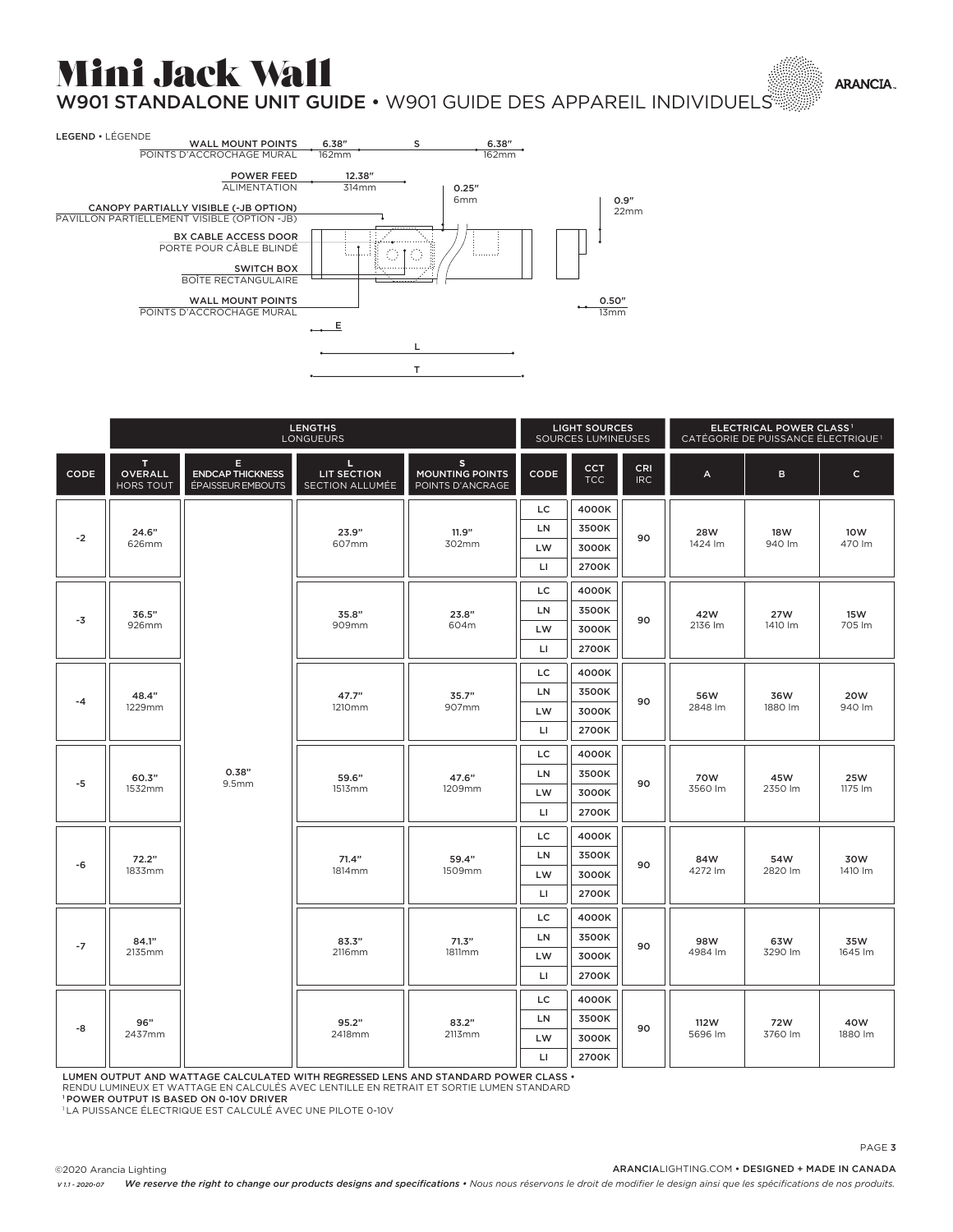# Mini Jack Wall

## W901 STANDALONE UNIT GUIDE • W901 GUIDE DES APPAREIL INDIVIDUELS

ARANCIA.

**LEGEND** • LÉGENDE

- **WALL MOUNT POINTS** – POINTS D'ACCROCHAGE MURAL: 6.38" (162mm) – S – 6.38" (162mm)
- **POWER FEED** – ALIMENTATION: 12.38" (314mm)
- **CANOPY PARTIALLY VISIBLE (-JB OPTION)** – PAVILLON PARTIELLEMENT VISIBLE (OPTION -JB)
- **BX CABLE ACCESS DOOR** – PORTE POUR CÂBLE BLINDÉ
- **SWITCH BOX** – BOÎTE RECTANGULAIRE
- **WALL MOUNT POINTS** – POINTS D'ACCROCHAGE MURAL

0.25" (6mm) · 0.9" (22mm) · 0.50" (13mm) · E · L · T

| | LENGTHS<br>LONGUEURS | | | | LIGHT SOURCES<br>SOURCES LUMINEUSES | | | ELECTRICAL POWER CLASS[1]<br>CATÉGORIE DE PUISSANCE ÉLECTRIQUE[1] | | |
|---|---|---|---|---|---|---|---|---|---|---|
| CODE | T<br>OVERALL<br>HORS TOUT | E<br>ENDCAP THICKNESS<br>ÉPAISSEUR EMBOUTS | L<br>LIT SECTION<br>SECTION ALLUMÉE | S<br>MOUNTING POINTS<br>POINTS D'ANCRAGE | CODE | CCT<br>TCC | CRI<br>IRC | A | B | C |
| -2 | 24.6"<br>626mm | 0.38"<br>9.5mm | 23.9"<br>607mm | 11.9"<br>302mm | LC / LN / LW / LI | 4000K / 3500K / 3000K / 2700K | 90 | 28W<br>1424 lm | 18W<br>940 lm | 10W<br>470 lm |
| -3 | 36.5"<br>926mm | 0.38"<br>9.5mm | 35.8"<br>909mm | 23.8"<br>604m | LC / LN / LW / LI | 4000K / 3500K / 3000K / 2700K | 90 | 42W<br>2136 lm | 27W<br>1410 lm | 15W<br>705 lm |
| -4 | 48.4"<br>1229mm | 0.38"<br>9.5mm | 47.7"<br>1210mm | 35.7"<br>907mm | LC / LN / LW / LI | 4000K / 3500K / 3000K / 2700K | 90 | 56W<br>2848 lm | 36W<br>1880 lm | 20W<br>940 lm |
| -5 | 60.3"<br>1532mm | 0.38"<br>9.5mm | 59.6"<br>1513mm | 47.6"<br>1209mm | LC / LN / LW / LI | 4000K / 3500K / 3000K / 2700K | 90 | 70W<br>3560 lm | 45W<br>2350 lm | 25W<br>1175 lm |
| -6 | 72.2"<br>1833mm | 0.38"<br>9.5mm | 71.4"<br>1814mm | 59.4"<br>1509mm | LC / LN / LW / LI | 4000K / 3500K / 3000K / 2700K | 90 | 84W<br>4272 lm | 54W<br>2820 lm | 30W<br>1410 lm |
| -7 | 84.1"<br>2135mm | 0.38"<br>9.5mm | 83.3"<br>2116mm | 71.3"<br>1811mm | LC / LN / LW / LI | 4000K / 3500K / 3000K / 2700K | 90 | 98W<br>4984 lm | 63W<br>3290 lm | 35W<br>1645 lm |
| -8 | 96"<br>2437mm | 0.38"<br>9.5mm | 95.2"<br>2418mm | 83.2"<br>2113mm | LC / LN / LW / LI | 4000K / 3500K / 3000K / 2700K | 90 | 112W<br>5696 lm | 72W<br>3760 lm | 40W<br>1880 lm |

**LUMEN OUTPUT AND WATTAGE CALCULATED WITH REGRESSED LENS AND STANDARD POWER CLASS** •
RENDU LUMINEUX ET WATTAGE EN CALCULÉS AVEC LENTILLE EN RETRAIT ET SORTIE LUMEN STANDARD

[1] **POWER OUTPUT IS BASED ON 0-10V DRIVER**

[1] LA PUISSANCE ÉLECTRIQUE EST CALCULÉ AVEC UNE PILOTE 0-10V

©2020 Arancia Lighting

ARANCIALIGHTING.COM • DESIGNED + MADE IN CANADA

V 1.1 - 2020-07 *We reserve the right to change our products designs and specifications • Nous nous réservons le droit de modifier le design ainsi que les spécifications de nos produits.*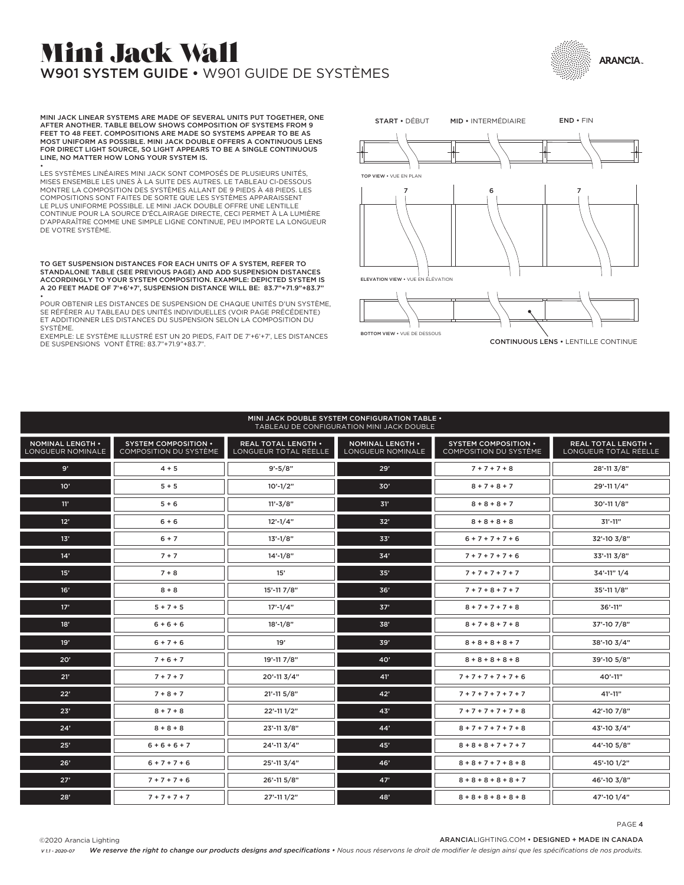# Mini Jack Wall

## W901 SYSTEM GUIDE • W901 GUIDE DE SYSTÈMES

**MINI JACK LINEAR SYSTEMS ARE MADE OF SEVERAL UNITS PUT TOGETHER, ONE AFTER ANOTHER. TABLE BELOW SHOWS COMPOSITION OF SYSTEMS FROM 9 FEET TO 48 FEET. COMPOSITIONS ARE MADE SO SYSTEMS APPEAR TO BE AS MOST UNIFORM AS POSSIBLE. MINI JACK DOUBLE OFFERS A CONTINUOUS LENS FOR DIRECT LIGHT SOURCE, SO LIGHT APPEARS TO BE A SINGLE CONTINUOUS LINE, NO MATTER HOW LONG YOUR SYSTEM IS.**

•

LES SYSTÈMES LINÉAIRES MINI JACK SONT COMPOSÉS DE PLUSIEURS UNITÉS, MISES ENSEMBLE LES UNES À LA SUITE DES AUTRES. LE TABLEAU CI-DESSOUS MONTRE LA COMPOSITION DES SYSTÈMES ALLANT DE 9 PIEDS À 48 PIEDS. LES COMPOSITIONS SONT FAITES DE SORTE QUE LES SYSTÈMES APPARAISSENT LE PLUS UNIFORME POSSIBLE. LE MINI JACK DOUBLE OFFRE UNE LENTILLE CONTINUE POUR LA SOURCE D'ÉCLAIRAGE DIRECTE, CECI PERMET À LA LUMIÈRE D'APPARAÎTRE COMME UNE SIMPLE LIGNE CONTINUE, PEU IMPORTE LA LONGUEUR DE VOTRE SYSTÈME.

**TO GET SUSPENSION DISTANCES FOR EACH UNITS OF A SYSTEM, REFER TO STANDALONE TABLE (SEE PREVIOUS PAGE) AND ADD SUSPENSION DISTANCES ACCORDINGLY TO YOUR SYSTEM COMPOSITION. EXAMPLE: DEPICTED SYSTEM IS A 20 FEET MADE OF 7'+6'+7', SUSPENSION DISTANCE WILL BE: 83.7"+71.9"+83.7"**

•

POUR OBTENIR LES DISTANCES DE SUSPENSION DE CHAQUE UNITÉS D'UN SYSTÈME, SE RÉFÉRER AU TABLEAU DES UNITÉS INDIVIDUELLES (VOIR PAGE PRÉCÉDENTE) ET ADDITIONNER LES DISTANCES DU SUSPENSION SELON LA COMPOSITION DU SYSTÈME.
EXEMPLE: LE SYSTÈME ILLUSTRÉ EST UN 20 PIEDS, FAIT DE 7'+6'+7', LES DISTANCES DE SUSPENSIONS VONT ÊTRE: 83.7"+71.9"+83.7".

**START** • DÉBUT — **MID** • INTERMÉDIAIRE — **END** • FIN

**TOP VIEW** • VUE EN PLAN

7 — 6 — 7

**ELEVATION VIEW** • VUE EN ÉLÉVATION

**BOTTOM VIEW** • VUE DE DESSOUS

**CONTINUOUS LENS** • LENTILLE CONTINUE

**MINI JACK DOUBLE SYSTEM CONFIGURATION TABLE •** TABLEAU DE CONFIGURATION MINI JACK DOUBLE

| NOMINAL LENGTH • LONGUEUR NOMINALE | SYSTEM COMPOSITION • COMPOSITION DU SYSTÈME | REAL TOTAL LENGTH • LONGUEUR TOTAL RÉELLE | NOMINAL LENGTH • LONGUEUR NOMINALE | SYSTEM COMPOSITION • COMPOSITION DU SYSTÈME | REAL TOTAL LENGTH • LONGUEUR TOTAL RÉELLE |
|---|---|---|---|---|---|
| 9' | 4 + 5 | 9'-5/8" | 29' | 7 + 7 + 7 + 8 | 28'-11 3/8" |
| 10' | 5 + 5 | 10'-1/2" | 30' | 8 + 7 + 8 + 7 | 29'-11 1/4" |
| 11' | 5 + 6 | 11'-3/8" | 31' | 8 + 8 + 8 + 7 | 30'-11 1/8" |
| 12' | 6 + 6 | 12'-1/4" | 32' | 8 + 8 + 8 + 8 | 31'-11" |
| 13' | 6 + 7 | 13'-1/8" | 33' | 6 + 7 + 7 + 7 + 6 | 32'-10 3/8" |
| 14' | 7 + 7 | 14'-1/8" | 34' | 7 + 7 + 7 + 7 + 6 | 33'-11 3/8" |
| 15' | 7 + 8 | 15' | 35' | 7 + 7 + 7 + 7 + 7 | 34'-11" 1/4 |
| 16' | 8 + 8 | 15'-11 7/8" | 36' | 7 + 7 + 8 + 7 + 7 | 35'-11 1/8" |
| 17' | 5 + 7 + 5 | 17'-1/4" | 37' | 8 + 7 + 7 + 7 + 8 | 36'-11" |
| 18' | 6 + 6 + 6 | 18'-1/8" | 38' | 8 + 7 + 8 + 7 + 8 | 37'-10 7/8" |
| 19' | 6 + 7 + 6 | 19' | 39' | 8 + 8 + 8 + 8 + 7 | 38'-10 3/4" |
| 20' | 7 + 6 + 7 | 19'-11 7/8" | 40' | 8 + 8 + 8 + 8 + 8 | 39'-10 5/8" |
| 21' | 7 + 7 + 7 | 20'-11 3/4" | 41' | 7 + 7 + 7 + 7 + 7 + 6 | 40'-11" |
| 22' | 7 + 8 + 7 | 21'-11 5/8" | 42' | 7 + 7 + 7 + 7 + 7 + 7 | 41'-11" |
| 23' | 8 + 7 + 8 | 22'-11 1/2" | 43' | 7 + 7 + 7 + 7 + 7 + 8 | 42'-10 7/8" |
| 24' | 8 + 8 + 8 | 23'-11 3/8" | 44' | 8 + 7 + 7 + 7 + 7 + 8 | 43'-10 3/4" |
| 25' | 6 + 6 + 6 + 7 | 24'-11 3/4" | 45' | 8 + 8 + 8 + 7 + 7 + 7 | 44'-10 5/8" |
| 26' | 6 + 7 + 7 + 6 | 25'-11 3/4" | 46' | 8 + 8 + 7 + 7 + 8 + 8 | 45'-10 1/2" |
| 27' | 7 + 7 + 7 + 6 | 26'-11 5/8" | 47' | 8 + 8 + 8 + 8 + 8 + 7 | 46'-10 3/8" |
| 28' | 7 + 7 + 7 + 7 | 27'-11 1/2" | 48' | 8 + 8 + 8 + 8 + 8 + 8 | 47'-10 1/4" |

©2020 Arancia Lighting

ARANCIALIGHTING.COM • DESIGNED + MADE IN CANADA

*V 1.1 - 2020-07*  *We reserve the right to change our products designs and specifications • Nous nous réservons le droit de modifier le design ainsi que les spécifications de nos produits.*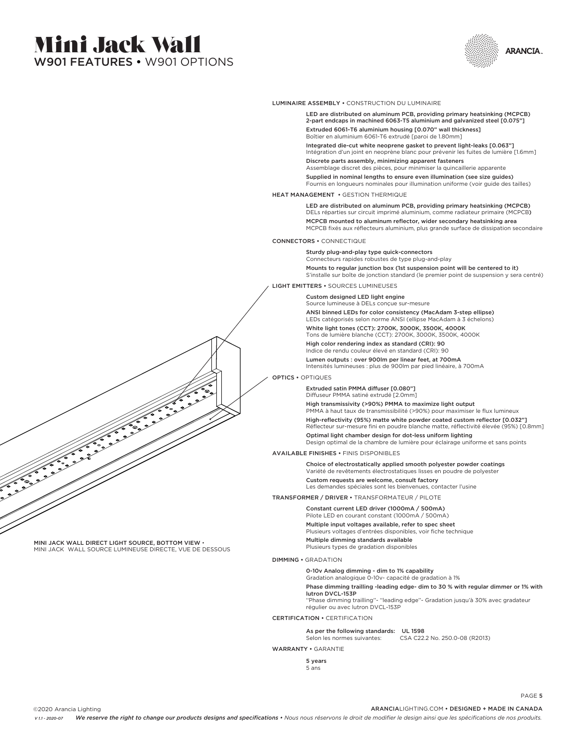# Mini Jack Wall

## W901 FEATURES • W901 OPTIONS

ARANCIA

MINI JACK WALL DIRECT LIGHT SOURCE, BOTTOM VIEW •
MINI JACK WALL SOURCE LUMINEUSE DIRECTE, VUE DE DESSOUS

### LUMINAIRE ASSEMBLY • CONSTRUCTION DU LUMINAIRE

**LED are distributed on aluminum PCB, providing primary heatsinking (MCPCB)**
**2-part endcaps in machined 6063-T5 aluminium and galvanized steel [0.075"]**

**Extruded 6061-T6 aluminium housing [0.070" wall thickness]**
Boîtier en aluminium 6061-T6 extrudé [paroi de 1.80mm]

**Integrated die-cut white neoprene gasket to prevent light-leaks [0.063"]**
Intégration d'un joint en neoprène blanc pour prévenir les fuites de lumière [1.6mm]

**Discrete parts assembly, minimizing apparent fasteners**
Assemblage discret des pièces, pour minimiser la quincaillerie apparente

**Supplied in nominal lengths to ensure even illumination (see size guides)**
Fournis en longueurs nominales pour illumination uniforme (voir guide des tailles)

### HEAT MANAGEMENT • GESTION THERMIQUE

**LED are distributed on aluminum PCB, providing primary heatsinking (MCPCB)**
DELs réparties sur circuit imprimé aluminium, comme radiateur primaire (MCPCB)

**MCPCB mounted to aluminum reflector, wider secondary heatsinking area**
MCPCB fixés aux réflecteurs aluminium, plus grande surface de dissipation secondaire

### CONNECTORS • CONNECTIQUE

**Sturdy plug-and-play type quick-connectors**
Connecteurs rapides robustes de type plug-and-play

**Mounts to regular junction box (1st suspension point will be centered to it)**
S'installe sur boîte de jonction standard (le premier point de suspension y sera centré)

### LIGHT EMITTERS • SOURCES LUMINEUSES

**Custom designed LED light engine**
Source lumineuse à DELs conçue sur-mesure

**ANSI binned LEDs for color consistency (MacAdam 3-step ellipse)**
LEDs catégorisés selon norme ANSI (ellipse MacAdam à 3 échelons)

**White light tones (CCT): 2700K, 3000K, 3500K, 4000K**
Tons de lumière blanche (CCT): 2700K, 3000K, 3500K, 4000K

**High color rendering index as standard (CRI): 90**
Indice de rendu couleur élevé en standard (CRI): 90

**Lumen outputs : over 900lm per linear feet, at 700mA**
Intensités lumineuses : plus de 900lm par pied linéaire, à 700mA

### OPTICS • OPTIQUES

**Extruded satin PMMA diffuser [0.080"]**
Diffuseur PMMA satiné extrudé [2.0mm]

**High transmissivity (>90%) PMMA to maximize light output**
PMMA à haut taux de transmissibilité (>90%) pour maximiser le flux lumineux

**High-reflectivity (95%) matte white powder coated custom reflector [0.032"]**
Réflecteur sur-mesure fini en poudre blanche matte, réflectivité élevée (95%) [0.8mm]

**Optimal light chamber design for dot-less uniform lighting**
Design optimal de la chambre de lumière pour éclairage uniforme et sans points

### AVAILABLE FINISHES • FINIS DISPONIBLES

**Choice of electrostatically applied smooth polyester powder coatings**
Variété de revêtements électrostatiques lisses en poudre de polyester

**Custom requests are welcome, consult factory**
Les demandes spéciales sont les bienvenues, contacter l'usine

### TRANSFORMER / DRIVER • TRANSFORMATEUR / PILOTE

**Constant current LED driver (1000mA / 500mA)**
Pilote LED en courant constant (1000mA / 500mA)

**Multiple input voltages available, refer to spec sheet**
Plusieurs voltages d'entrées disponibles, voir fiche technique

**Multiple dimming standards available**
Plusieurs types de gradation disponibles

### DIMMING • GRADATION

**0-10v Analog dimming - dim to 1% capability**
Gradation analogique 0-10v- capacité de gradation à 1%

**Phase dimming trailling -leading edge- dim to 30 % with regular dimmer or 1% with lutron DVCL-153P**
"Phase dimming trailling"- "leading edge"- Gradation jusqu'à 30% avec gradateur régulier ou avec lutron DVCL-153P

### CERTIFICATION • CERTIFICATION

**As per the following standards:** UL 1598
Selon les normes suivantes: CSA C22.2 No. 250.0-08 (R2013)

### WARRANTY • GARANTIE

**5 years**
5 ans

©2020 Arancia Lighting

ARANCIALIGHTING.COM • DESIGNED + MADE IN CANADA

V 1.1 - 2020-07 *We reserve the right to change our products designs and specifications • Nous nous réservons le droit de modifier le design ainsi que les spécifications de nos produits.*